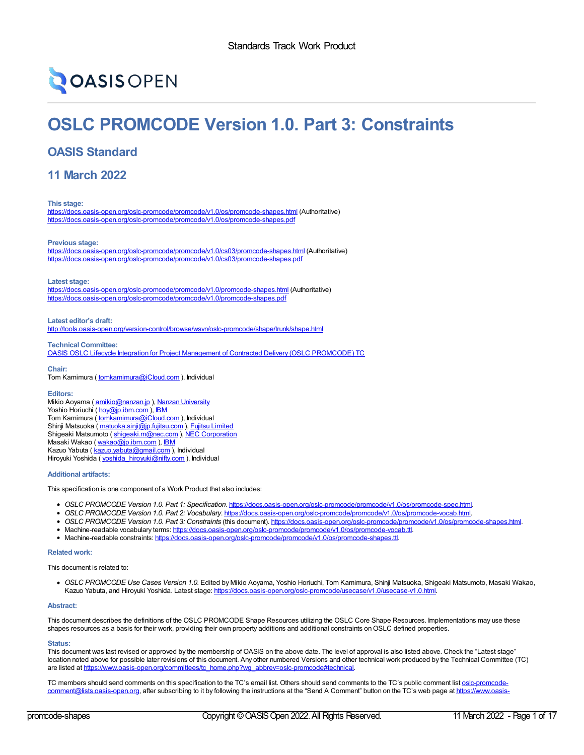Standards Track Work Product

OASIS OPEN

# OSLC PROMCODE Version 1.0. Part 3: Constraints

## OASIS Standard

## 11 March 2022

**This stage:**
https://docs.oasis-open.org/oslc-promcode/promcode/v1.0/os/promcode-shapes.html (Authoritative)
https://docs.oasis-open.org/oslc-promcode/promcode/v1.0/os/promcode-shapes.pdf

**Previous stage:**
https://docs.oasis-open.org/oslc-promcode/promcode/v1.0/cs03/promcode-shapes.html (Authoritative)
https://docs.oasis-open.org/oslc-promcode/promcode/v1.0/cs03/promcode-shapes.pdf

**Latest stage:**
https://docs.oasis-open.org/oslc-promcode/promcode/v1.0/promcode-shapes.html (Authoritative)
https://docs.oasis-open.org/oslc-promcode/promcode/v1.0/promcode-shapes.pdf

**Latest editor's draft:**
http://tools.oasis-open.org/version-control/browse/wsvn/oslc-promcode/shape/trunk/shape.html

**Technical Committee:**
OASIS OSLC Lifecycle Integration for Project Management of Contracted Delivery (OSLC PROMCODE) TC

**Chair:**
Tom Kamimura ( tomkamimura@iCloud.com ), Individual

**Editors:**
Mikio Aoyama ( amikio@nanzan.jp ), Nanzan University
Yoshio Horiuchi ( hoy@jp.ibm.com ), IBM
Tom Kamimura ( tomkamimura@iCloud.com ), Individual
Shinji Matsuoka ( matuoka.sinji@jp.fujitsu.com ), Fujitsu Limited
Shigeaki Matsumoto ( shigeaki.m@nec.com ), NEC Corporation
Masaki Wakao ( wakao@jp.ibm.com ), IBM
Kazuo Yabuta ( kazuo.yabuta@gmail.com ), Individual
Hiroyuki Yoshida ( yoshida_hiroyuki@nifty.com ), Individual

**Additional artifacts:**

This specification is one component of a Work Product that also includes:

- *OSLC PROMCODE Version 1.0. Part 1: Specification*. https://docs.oasis-open.org/oslc-promcode/promcode/v1.0/os/promcode-spec.html.
- *OSLC PROMCODE Version 1.0. Part 2: Vocabulary*. https://docs.oasis-open.org/oslc-promcode/promcode/v1.0/os/promcode-vocab.html.
- *OSLC PROMCODE Version 1.0. Part 3: Constraints* (this document). https://docs.oasis-open.org/oslc-promcode/promcode/v1.0/os/promcode-shapes.html.
- Machine-readable vocabulary terms: https://docs.oasis-open.org/oslc-promcode/promcode/v1.0/os/promcode-vocab.ttl.
- Machine-readable constraints: https://docs.oasis-open.org/oslc-promcode/promcode/v1.0/os/promcode-shapes.ttl.

**Related work:**

This document is related to:

- *OSLC PROMCODE Use Cases Version 1.0*. Edited by Mikio Aoyama, Yoshio Horiuchi, Tom Kamimura, Shinji Matsuoka, Shigeaki Matsumoto, Masaki Wakao, Kazuo Yabuta, and Hiroyuki Yoshida. Latest stage: https://docs.oasis-open.org/oslc-promcode/usecase/v1.0/usecase-v1.0.html.

**Abstract:**

This document describes the definitions of the OSLC PROMCODE Shape Resources utilizing the OSLC Core Shape Resources. Implementations may use these shapes resources as a basis for their work, providing their own property additions and additional constraints on OSLC defined properties.

**Status:**

This document was last revised or approved by the membership of OASIS on the above date. The level of approval is also listed above. Check the "Latest stage" location noted above for possible later revisions of this document. Any other numbered Versions and other technical work produced by the Technical Committee (TC) are listed at https://www.oasis-open.org/committees/tc_home.php?wg_abbrev=oslc-promcode#technical.

TC members should send comments on this specification to the TC's email list. Others should send comments to the TC's public comment list oslc-promcode-comment@lists.oasis-open.org, after subscribing to it by following the instructions at the "Send A Comment" button on the TC's web page at https://www.oasis-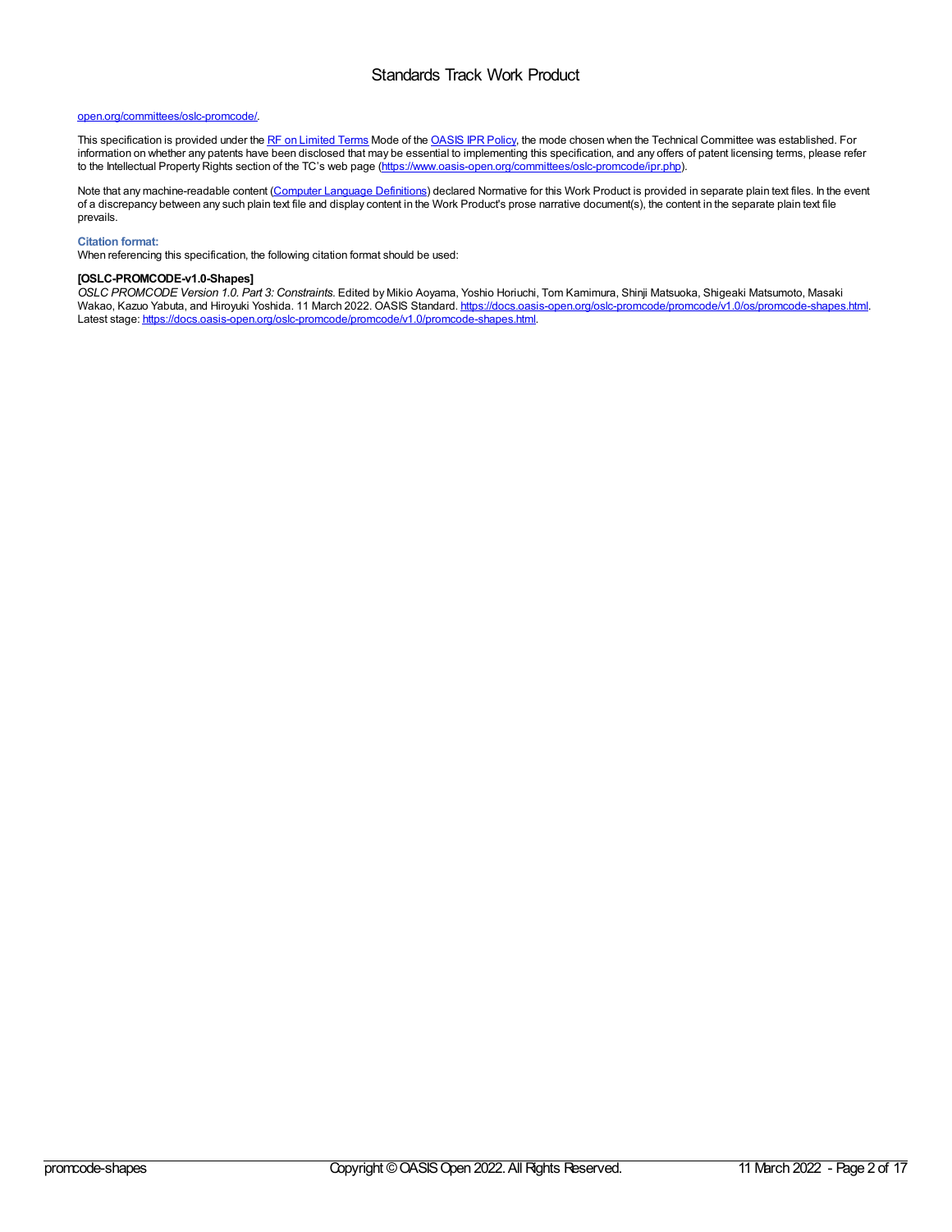open.org/committees/oslc-promcode/.

This specification is provided under the RF on Limited Terms Mode of the OASIS IPR Policy, the mode chosen when the Technical Committee was established. For information on whether any patents have been disclosed that may be essential to implementing this specification, and any offers of patent licensing terms, please refer to the Intellectual Property Rights section of the TC's web page (https://www.oasis-open.org/committees/oslc-promcode/ipr.php).

Note that any machine-readable content (Computer Language Definitions) declared Normative for this Work Product is provided in separate plain text files. In the event of a discrepancy between any such plain text file and display content in the Work Product's prose narrative document(s), the content in the separate plain text file prevails.

**Citation format:**
When referencing this specification, the following citation format should be used:

**[OSLC-PROMCODE-v1.0-Shapes]**
*OSLC PROMCODE Version 1.0. Part 3: Constraints.* Edited by Mikio Aoyama, Yoshio Horiuchi, Tom Kamimura, Shinji Matsuoka, Shigeaki Matsumoto, Masaki Wakao, Kazuo Yabuta, and Hiroyuki Yoshida. 11 March 2022. OASIS Standard. https://docs.oasis-open.org/oslc-promcode/promcode/v1.0/os/promcode-shapes.html. Latest stage: https://docs.oasis-open.org/oslc-promcode/promcode/v1.0/promcode-shapes.html.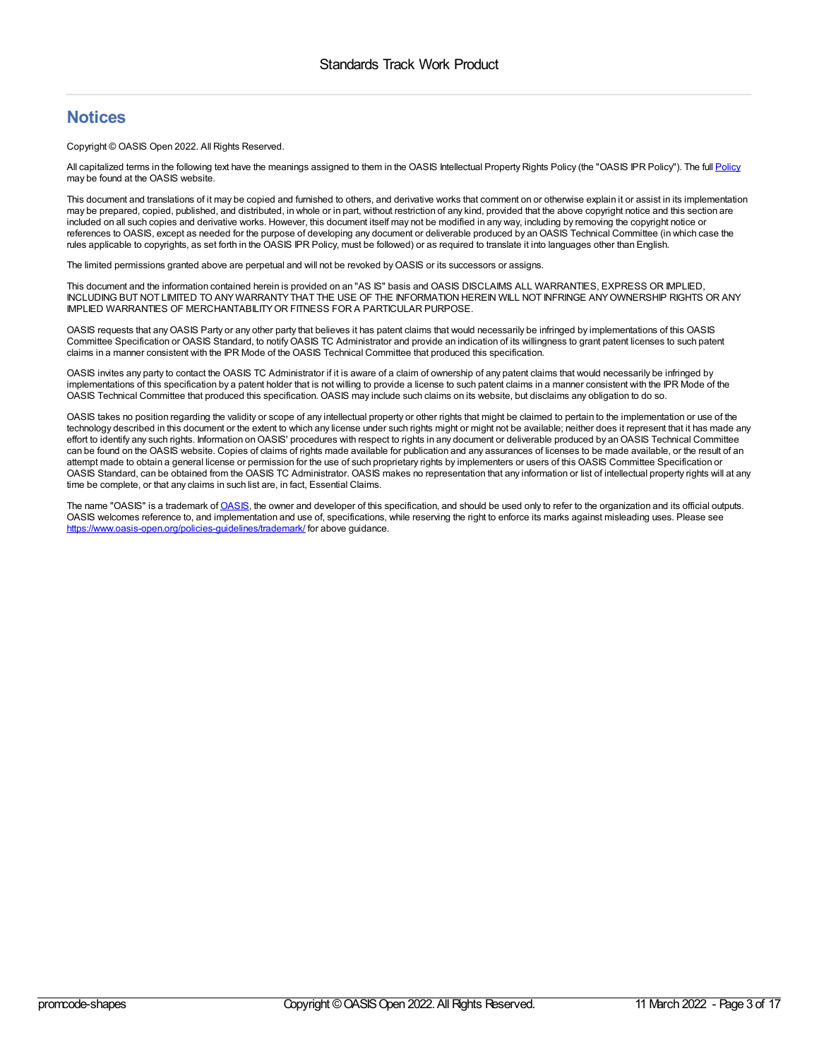# Notices

Copyright © OASIS Open 2022. All Rights Reserved.

All capitalized terms in the following text have the meanings assigned to them in the OASIS Intellectual Property Rights Policy (the "OASIS IPR Policy"). The full [Policy](https://www.oasis-open.org/policies-guidelines/ipr/) may be found at the OASIS website.

This document and translations of it may be copied and furnished to others, and derivative works that comment on or otherwise explain it or assist in its implementation may be prepared, copied, published, and distributed, in whole or in part, without restriction of any kind, provided that the above copyright notice and this section are included on all such copies and derivative works. However, this document itself may not be modified in any way, including by removing the copyright notice or references to OASIS, except as needed for the purpose of developing any document or deliverable produced by an OASIS Technical Committee (in which case the rules applicable to copyrights, as set forth in the OASIS IPR Policy, must be followed) or as required to translate it into languages other than English.

The limited permissions granted above are perpetual and will not be revoked by OASIS or its successors or assigns.

This document and the information contained herein is provided on an "AS IS" basis and OASIS DISCLAIMS ALL WARRANTIES, EXPRESS OR IMPLIED, INCLUDING BUT NOT LIMITED TO ANY WARRANTY THAT THE USE OF THE INFORMATION HEREIN WILL NOT INFRINGE ANY OWNERSHIP RIGHTS OR ANY IMPLIED WARRANTIES OF MERCHANTABILITY OR FITNESS FOR A PARTICULAR PURPOSE.

OASIS requests that any OASIS Party or any other party that believes it has patent claims that would necessarily be infringed by implementations of this OASIS Committee Specification or OASIS Standard, to notify OASIS TC Administrator and provide an indication of its willingness to grant patent licenses to such patent claims in a manner consistent with the IPR Mode of the OASIS Technical Committee that produced this specification.

OASIS invites any party to contact the OASIS TC Administrator if it is aware of a claim of ownership of any patent claims that would necessarily be infringed by implementations of this specification by a patent holder that is not willing to provide a license to such patent claims in a manner consistent with the IPR Mode of the OASIS Technical Committee that produced this specification. OASIS may include such claims on its website, but disclaims any obligation to do so.

OASIS takes no position regarding the validity or scope of any intellectual property or other rights that might be claimed to pertain to the implementation or use of the technology described in this document or the extent to which any license under such rights might or might not be available; neither does it represent that it has made any effort to identify any such rights. Information on OASIS' procedures with respect to rights in any document or deliverable produced by an OASIS Technical Committee can be found on the OASIS website. Copies of claims of rights made available for publication and any assurances of licenses to be made available, or the result of an attempt made to obtain a general license or permission for the use of such proprietary rights by implementers or users of this OASIS Committee Specification or OASIS Standard, can be obtained from the OASIS TC Administrator. OASIS makes no representation that any information or list of intellectual property rights will at any time be complete, or that any claims in such list are, in fact, Essential Claims.

The name "OASIS" is a trademark of [OASIS](https://www.oasis-open.org/), the owner and developer of this specification, and should be used only to refer to the organization and its official outputs. OASIS welcomes reference to, and implementation and use of, specifications, while reserving the right to enforce its marks against misleading uses. Please see [https://www.oasis-open.org/policies-guidelines/trademark/](https://www.oasis-open.org/policies-guidelines/trademark/) for above guidance.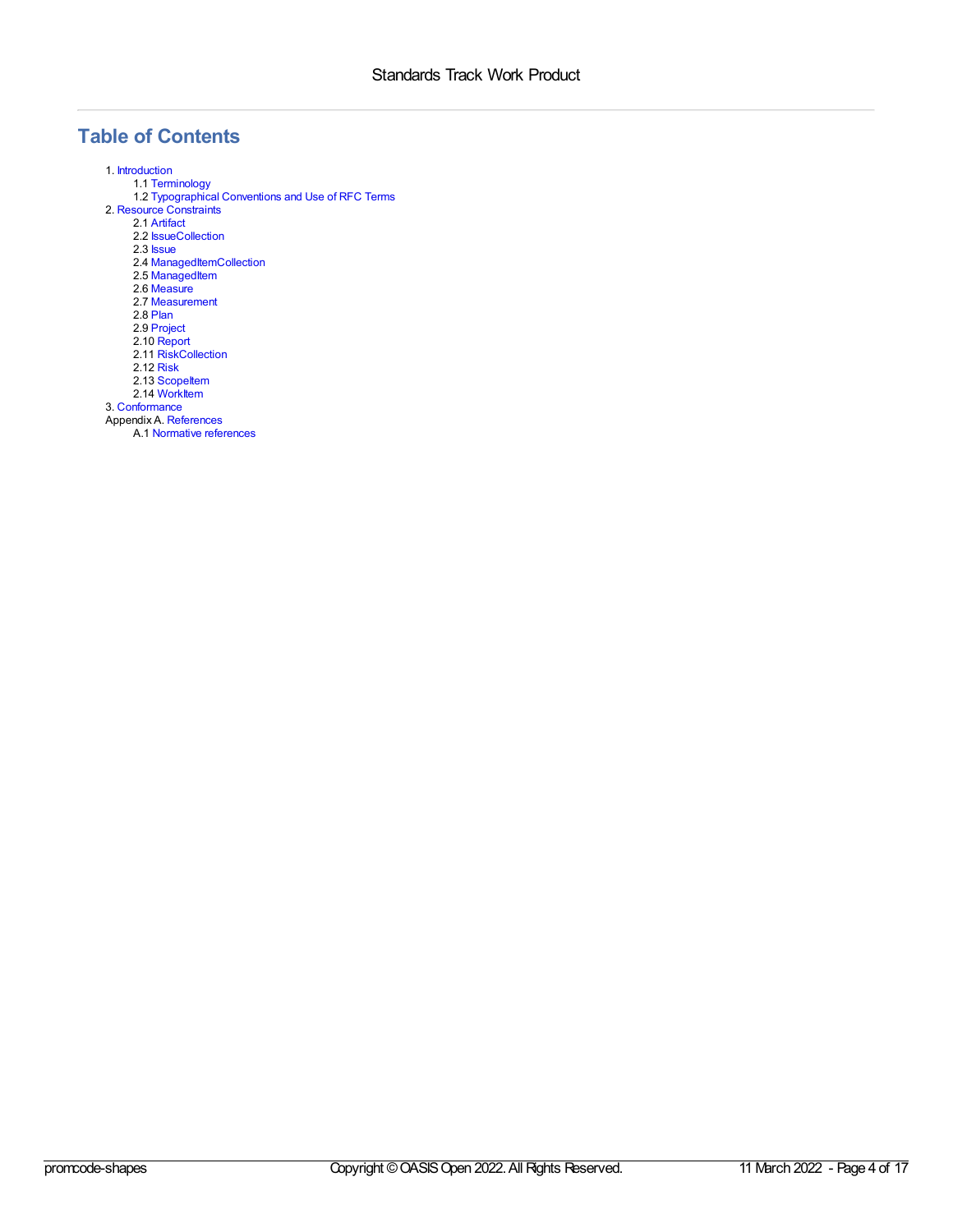# Table of Contents

1. Introduction
    - 1.1 Terminology
    - 1.2 Typographical Conventions and Use of RFC Terms
2. Resource Constraints
    - 2.1 Artifact
    - 2.2 IssueCollection
    - 2.3 Issue
    - 2.4 ManagedItemCollection
    - 2.5 ManagedItem
    - 2.6 Measure
    - 2.7 Measurement
    - 2.8 Plan
    - 2.9 Project
    - 2.10 Report
    - 2.11 RiskCollection
    - 2.12 Risk
    - 2.13 ScopeItem
    - 2.14 WorkItem
3. Conformance

Appendix A. References
- A.1 Normative references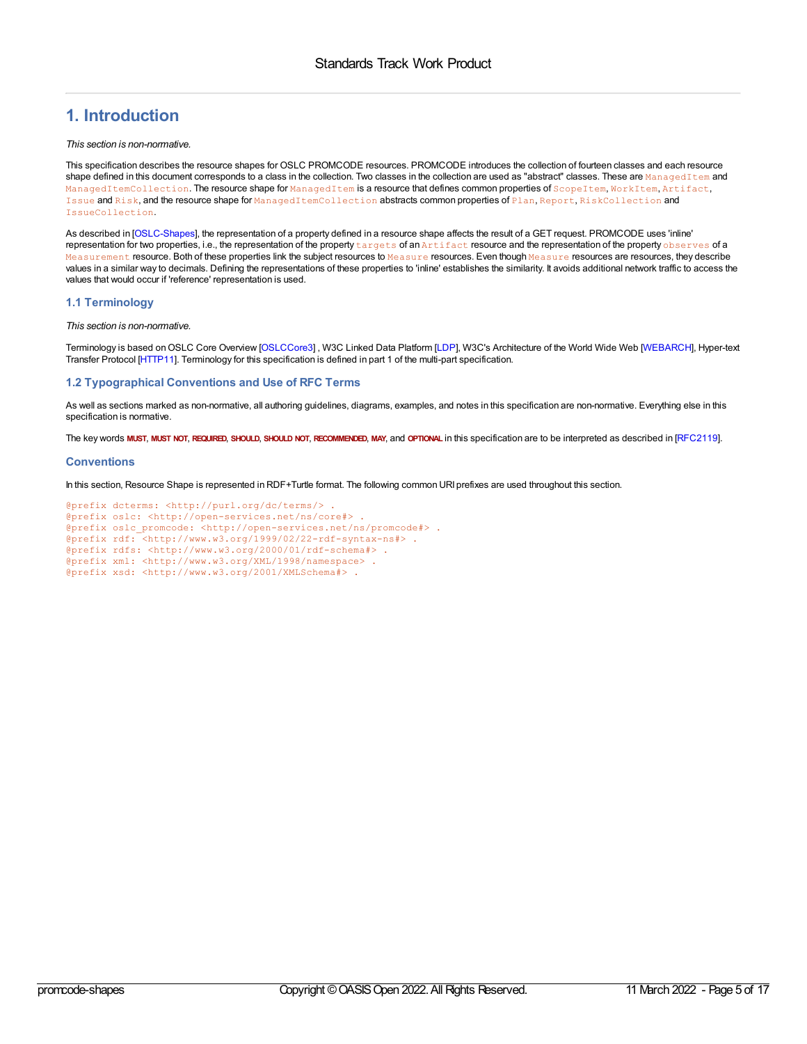# 1. Introduction

*This section is non-normative.*

This specification describes the resource shapes for OSLC PROMCODE resources. PROMCODE introduces the collection of fourteen classes and each resource shape defined in this document corresponds to a class in the collection. Two classes in the collection are used as "abstract" classes. These are `ManagedItem` and `ManagedItemCollection`. The resource shape for `ManagedItem` is a resource that defines common properties of `ScopeItem`, `WorkItem`, `Artifact`, `Issue` and `Risk`, and the resource shape for `ManagedItemCollection` abstracts common properties of `Plan`, `Report`, `RiskCollection` and `IssueCollection`.

As described in [OSLC-Shapes], the representation of a property defined in a resource shape affects the result of a GET request. PROMCODE uses 'inline' representation for two properties, i.e., the representation of the property `targets` of an `Artifact` resource and the representation of the property `observes` of a `Measurement` resource. Both of these properties link the subject resources to `Measure` resources. Even though `Measure` resources are resources, they describe values in a similar way to decimals. Defining the representations of these properties to 'inline' establishes the similarity. It avoids additional network traffic to access the values that would occur if 'reference' representation is used.

## 1.1 Terminology

*This section is non-normative.*

Terminology is based on OSLC Core Overview [OSLCCore3] , W3C Linked Data Platform [LDP], W3C's Architecture of the World Wide Web [WEBARCH], Hyper-text Transfer Protocol [HTTP11]. Terminology for this specification is defined in part 1 of the multi-part specification.

## 1.2 Typographical Conventions and Use of RFC Terms

As well as sections marked as non-normative, all authoring guidelines, diagrams, examples, and notes in this specification are non-normative. Everything else in this specification is normative.

The key words **MUST**, **MUST NOT**, **REQUIRED**, **SHOULD**, **SHOULD NOT**, **RECOMMENDED**, **MAY**, and **OPTIONAL** in this specification are to be interpreted as described in [RFC2119].

## Conventions

In this section, Resource Shape is represented in RDF+Turtle format. The following common URI prefixes are used throughout this section.

```
@prefix dcterms: <http://purl.org/dc/terms/> .
@prefix oslc: <http://open-services.net/ns/core#> .
@prefix oslc_promcode: <http://open-services.net/ns/promcode#> .
@prefix rdf: <http://www.w3.org/1999/02/22-rdf-syntax-ns#> .
@prefix rdfs: <http://www.w3.org/2000/01/rdf-schema#> .
@prefix xml: <http://www.w3.org/XML/1998/namespace> .
@prefix xsd: <http://www.w3.org/2001/XMLSchema#> .
```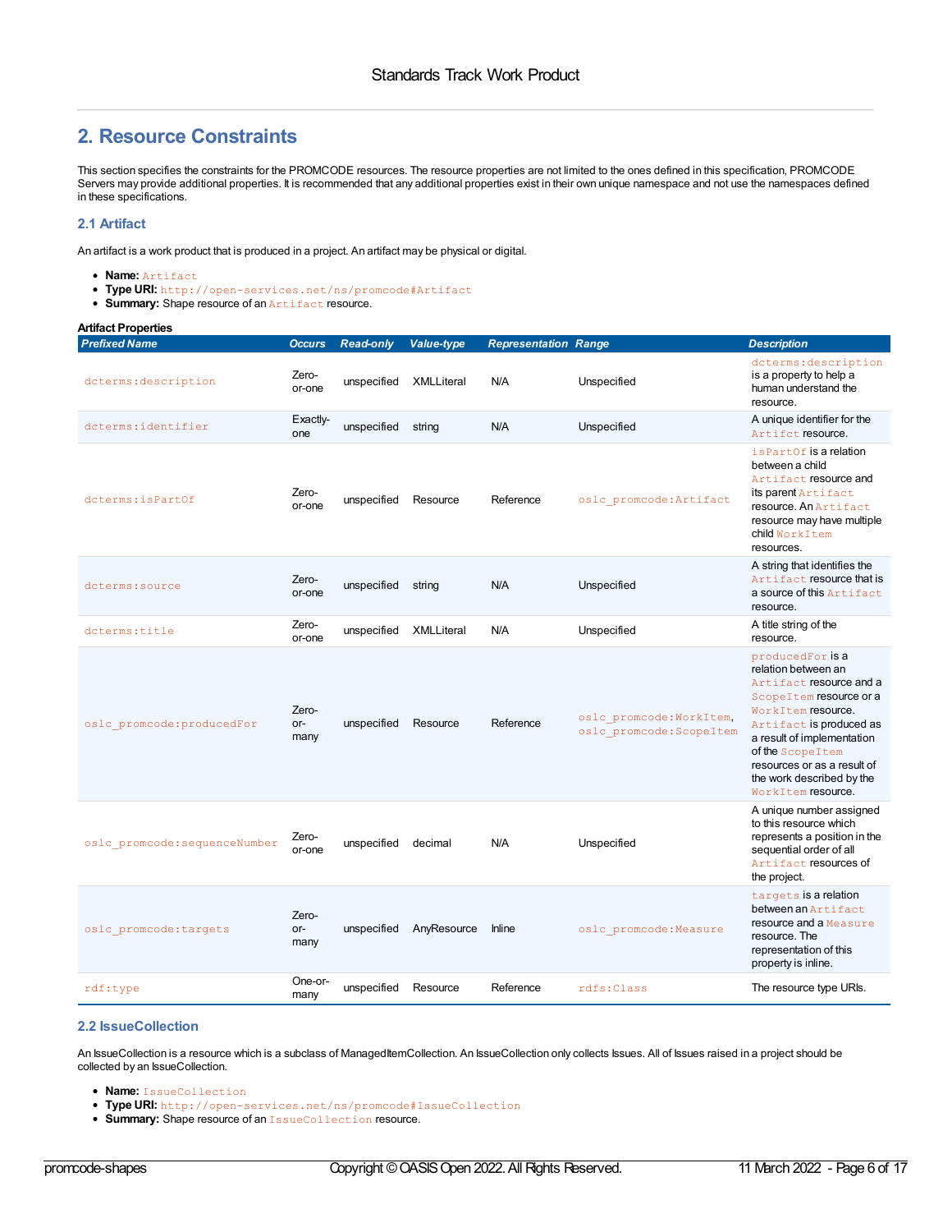## 2. Resource Constraints

This section specifies the constraints for the PROMCODE resources. The resource properties are not limited to the ones defined in this specification, PROMCODE Servers may provide additional properties. It is recommended that any additional properties exist in their own unique namespace and not use the namespaces defined in these specifications.

### 2.1 Artifact

An artifact is a work product that is produced in a project. An artifact may be physical or digital.

- **Name:** `Artifact`
- **Type URI:** `http://open-services.net/ns/promcode#Artifact`
- **Summary:** Shape resource of an `Artifact` resource.

**Artifact Properties**

| Prefixed Name | Occurs | Read-only | Value-type | Representation | Range | Description |
|---|---|---|---|---|---|---|
| `dcterms:description` | Zero-or-one | unspecified | XMLLiteral | N/A | Unspecified | `dcterms:description` is a property to help a human understand the resource. |
| `dcterms:identifier` | Exactly-one | unspecified | string | N/A | Unspecified | A unique identifier for the `Artifct` resource. |
| `dcterms:isPartOf` | Zero-or-one | unspecified | Resource | Reference | `oslc_promcode:Artifact` | `isPartOf` is a relation between a child `Artifact` resource and its parent `Artifact` resource. An `Artifact` resource may have multiple child `WorkItem` resources. |
| `dcterms:source` | Zero-or-one | unspecified | string | N/A | Unspecified | A string that identifies the `Artifact` resource that is a source of this `Artifact` resource. |
| `dcterms:title` | Zero-or-one | unspecified | XMLLiteral | N/A | Unspecified | A title string of the resource. |
| `oslc_promcode:producedFor` | Zero-or-many | unspecified | Resource | Reference | `oslc_promcode:WorkItem`, `oslc_promcode:ScopeItem` | `producedFor` is a relation between an `Artifact` resource and a `ScopeItem` resource or a `WorkItem` resource. `Artifact` is produced as a result of implementation of the `ScopeItem` resources or as a result of the work described by the `WorkItem` resource. |
| `oslc_promcode:sequenceNumber` | Zero-or-one | unspecified | decimal | N/A | Unspecified | A unique number assigned to this resource which represents a position in the sequential order of all `Artifact` resources of the project. |
| `oslc_promcode:targets` | Zero-or-many | unspecified | AnyResource | Inline | `oslc_promcode:Measure` | `targets` is a relation between an `Artifact` resource and a `Measure` resource. The representation of this property is inline. |
| `rdf:type` | One-or-many | unspecified | Resource | Reference | `rdfs:Class` | The resource type URIs. |

### 2.2 IssueCollection

An IssueCollection is a resource which is a subclass of ManagedItemCollection. An IssueCollection only collects Issues. All of Issues raised in a project should be collected by an IssueCollection.

- **Name:** `IssueCollection`
- **Type URI:** `http://open-services.net/ns/promcode#IssueCollection`
- **Summary:** Shape resource of an `IssueCollection` resource.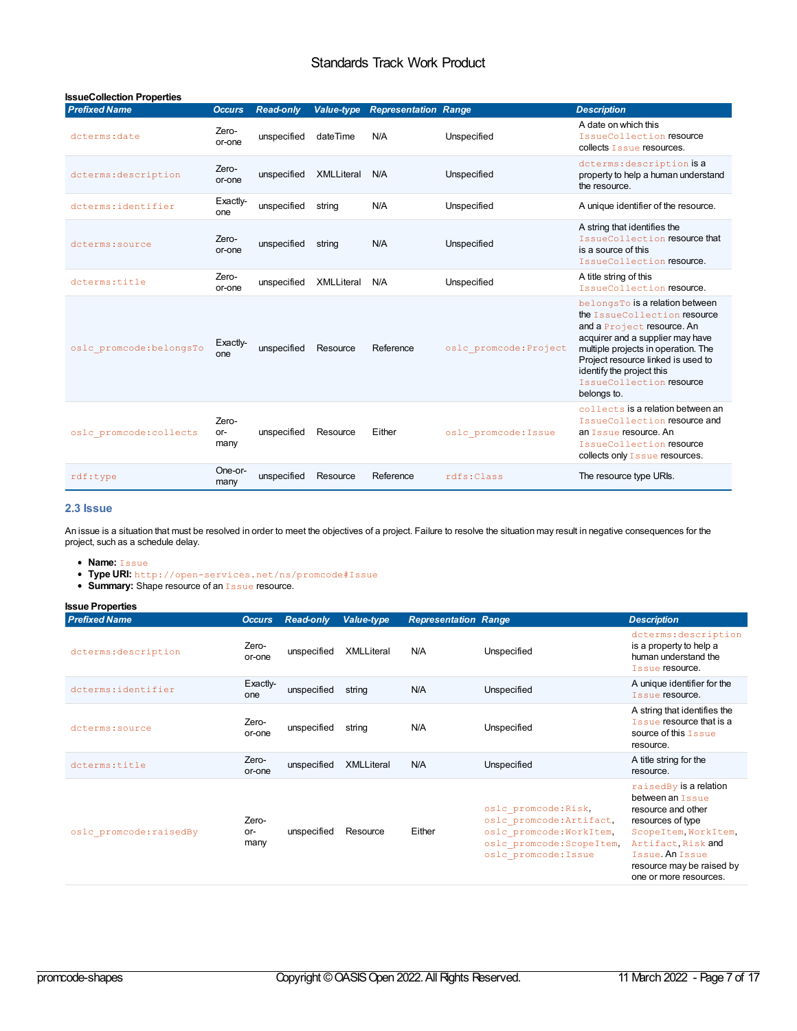**IssueCollection Properties**

| Prefixed Name | Occurs | Read-only | Value-type | Representation | Range | Description |
|---|---|---|---|---|---|---|
| `dcterms:date` | Zero-or-one | unspecified | dateTime | N/A | Unspecified | A date on which this `IssueCollection` resource collects `Issue` resources. |
| `dcterms:description` | Zero-or-one | unspecified | XMLLiteral | N/A | Unspecified | `dcterms:description` is a property to help a human understand the resource. |
| `dcterms:identifier` | Exactly-one | unspecified | string | N/A | Unspecified | A unique identifier of the resource. |
| `dcterms:source` | Zero-or-one | unspecified | string | N/A | Unspecified | A string that identifies the `IssueCollection` resource that is a source of this `IssueCollection` resource. |
| `dcterms:title` | Zero-or-one | unspecified | XMLLiteral | N/A | Unspecified | A title string of this `IssueCollection` resource. |
| `oslc_promcode:belongsTo` | Exactly-one | unspecified | Resource | Reference | `oslc_promcode:Project` | `belongsTo` is a relation between the `IssueCollection` resource and a `Project` resource. An acquirer and a supplier may have multiple projects in operation. The Project resource linked is used to identify the project this `IssueCollection` resource belongs to. |
| `oslc_promcode:collects` | Zero-or-many | unspecified | Resource | Either | `oslc_promcode:Issue` | `collects` is a relation between an `IssueCollection` resource and an `Issue` resource. An `IssueCollection` resource collects only `Issue` resources. |
| `rdf:type` | One-or-many | unspecified | Resource | Reference | `rdfs:Class` | The resource type URIs. |

### 2.3 Issue

An issue is a situation that must be resolved in order to meet the objectives of a project. Failure to resolve the situation may result in negative consequences for the project, such as a schedule delay.

- **Name:** `Issue`
- **Type URI:** `http://open-services.net/ns/promcode#Issue`
- **Summary:** Shape resource of an `Issue` resource.

**Issue Properties**

| Prefixed Name | Occurs | Read-only | Value-type | Representation | Range | Description |
|---|---|---|---|---|---|---|
| `dcterms:description` | Zero-or-one | unspecified | XMLLiteral | N/A | Unspecified | `dcterms:description` is a property to help a human understand the `Issue` resource. |
| `dcterms:identifier` | Exactly-one | unspecified | string | N/A | Unspecified | A unique identifier for the `Issue` resource. |
| `dcterms:source` | Zero-or-one | unspecified | string | N/A | Unspecified | A string that identifies the `Issue` resource that is a source of this `Issue` resource. |
| `dcterms:title` | Zero-or-one | unspecified | XMLLiteral | N/A | Unspecified | A title string for the resource. |
| `oslc_promcode:raisedBy` | Zero-or-many | unspecified | Resource | Either | `oslc_promcode:Risk`, `oslc_promcode:Artifact`, `oslc_promcode:WorkItem`, `oslc_promcode:ScopeItem`, `oslc_promcode:Issue` | `raisedBy` is a relation between an `Issue` resource and other resources of type `ScopeItem`, `WorkItem`, `Artifact`, `Risk` and `Issue`. An `Issue` resource may be raised by one or more resources. |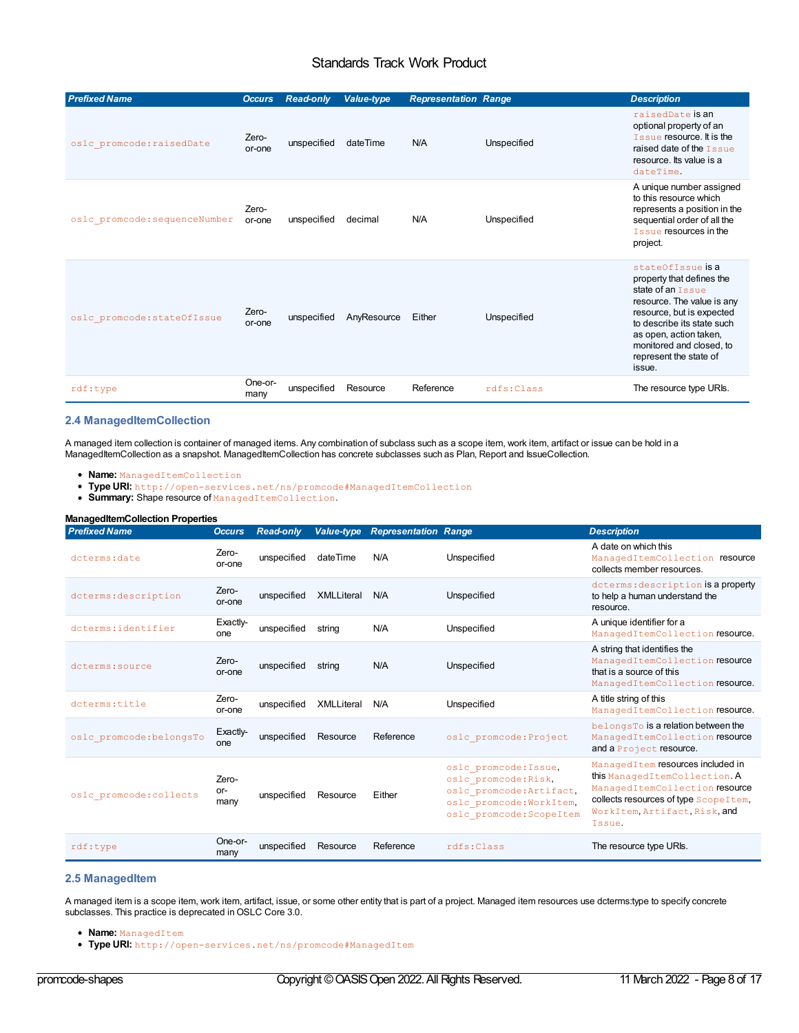| Prefixed Name | Occurs | Read-only | Value-type | Representation | Range | Description |
| --- | --- | --- | --- | --- | --- | --- |
| oslc_promcode:raisedDate | Zero-or-one | unspecified | dateTime | N/A | Unspecified | raisedDate is an optional property of an Issue resource. It is the raised date of the Issue resource. Its value is a dateTime. |
| oslc_promcode:sequenceNumber | Zero-or-one | unspecified | decimal | N/A | Unspecified | A unique number assigned to this resource which represents a position in the sequential order of all the Issue resources in the project. |
| oslc_promcode:stateOfIssue | Zero-or-one | unspecified | AnyResource | Either | Unspecified | stateOfIssue is a property that defines the state of an Issue resource. The value is any resource, but is expected to describe its state such as open, action taken, monitored and closed, to represent the state of issue. |
| rdf:type | One-or-many | unspecified | Resource | Reference | rdfs:Class | The resource type URIs. |

### 2.4 ManagedItemCollection

A managed item collection is container of managed items. Any combination of subclass such as a scope item, work item, artifact or issue can be hold in a ManagedItemCollection as a snapshot. ManagedItemCollection has concrete subclasses such as Plan, Report and IssueCollection.

- **Name:** ManagedItemCollection
- **Type URI:** http://open-services.net/ns/promcode#ManagedItemCollection
- **Summary:** Shape resource of ManagedItemCollection.

**ManagedItemCollection Properties**

| Prefixed Name | Occurs | Read-only | Value-type | Representation | Range | Description |
| --- | --- | --- | --- | --- | --- | --- |
| dcterms:date | Zero-or-one | unspecified | dateTime | N/A | Unspecified | A date on which this ManagedItemCollection resource collects member resources. |
| dcterms:description | Zero-or-one | unspecified | XMLLiteral | N/A | Unspecified | dcterms:description is a property to help a human understand the resource. |
| dcterms:identifier | Exactly-one | unspecified | string | N/A | Unspecified | A unique identifier for a ManagedItemCollection resource. |
| dcterms:source | Zero-or-one | unspecified | string | N/A | Unspecified | A string that identifies the ManagedItemCollection resource that is a source of this ManagedItemCollection resource. |
| dcterms:title | Zero-or-one | unspecified | XMLLiteral | N/A | Unspecified | A title string of this ManagedItemCollection resource. |
| oslc_promcode:belongsTo | Exactly-one | unspecified | Resource | Reference | oslc_promcode:Project | belongsTo is a relation between the ManagedItemCollection resource and a Project resource. |
| oslc_promcode:collects | Zero-or-many | unspecified | Resource | Either | oslc_promcode:Issue, oslc_promcode:Risk, oslc_promcode:Artifact, oslc_promcode:WorkItem, oslc_promcode:ScopeItem | ManagedItem resources included in this ManagedItemCollection. A ManagedItemCollection resource collects resources of type ScopeItem, WorkItem, Artifact, Risk, and Issue. |
| rdf:type | One-or-many | unspecified | Resource | Reference | rdfs:Class | The resource type URIs. |

### 2.5 ManagedItem

A managed item is a scope item, work item, artifact, issue, or some other entity that is part of a project. Managed item resources use dcterms:type to specify concrete subclasses. This practice is deprecated in OSLC Core 3.0.

- **Name:** ManagedItem
- **Type URI:** http://open-services.net/ns/promcode#ManagedItem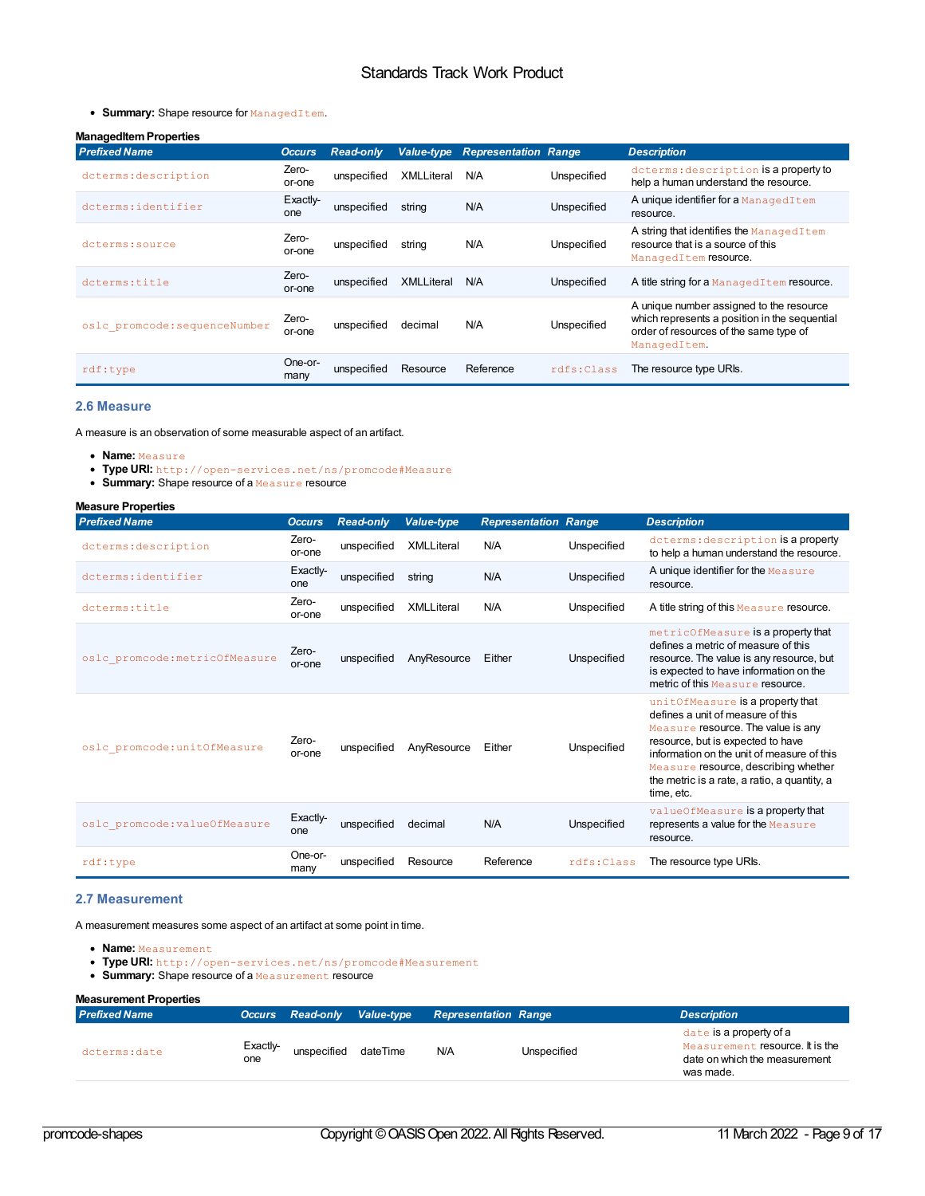- **Summary:** Shape resource for `ManagedItem`.

**ManagedItem Properties**

| *Prefixed Name* | *Occurs* | *Read-only* | *Value-type* | *Representation* | *Range* | *Description* |
|---|---|---|---|---|---|---|
| `dcterms:description` | Zero-or-one | unspecified | XMLLiteral | N/A | Unspecified | `dcterms:description` is a property to help a human understand the resource. |
| `dcterms:identifier` | Exactly-one | unspecified | string | N/A | Unspecified | A unique identifier for a `ManagedItem` resource. |
| `dcterms:source` | Zero-or-one | unspecified | string | N/A | Unspecified | A string that identifies the `ManagedItem` resource that is a source of this `ManagedItem` resource. |
| `dcterms:title` | Zero-or-one | unspecified | XMLLiteral | N/A | Unspecified | A title string for a `ManagedItem` resource. |
| `oslc_promcode:sequenceNumber` | Zero-or-one | unspecified | decimal | N/A | Unspecified | A unique number assigned to the resource which represents a position in the sequential order of resources of the same type of `ManagedItem`. |
| `rdf:type` | One-or-many | unspecified | Resource | Reference | `rdfs:Class` | The resource type URIs. |

### 2.6 Measure

A measure is an observation of some measurable aspect of an artifact.

- **Name:** `Measure`
- **Type URI:** `http://open-services.net/ns/promcode#Measure`
- **Summary:** Shape resource of a `Measure` resource

**Measure Properties**

| *Prefixed Name* | *Occurs* | *Read-only* | *Value-type* | *Representation* | *Range* | *Description* |
|---|---|---|---|---|---|---|
| `dcterms:description` | Zero-or-one | unspecified | XMLLiteral | N/A | Unspecified | `dcterms:description` is a property to help a human understand the resource. |
| `dcterms:identifier` | Exactly-one | unspecified | string | N/A | Unspecified | A unique identifier for the `Measure` resource. |
| `dcterms:title` | Zero-or-one | unspecified | XMLLiteral | N/A | Unspecified | A title string of this `Measure` resource. |
| `oslc_promcode:metricOfMeasure` | Zero-or-one | unspecified | AnyResource | Either | Unspecified | `metricOfMeasure` is a property that defines a metric of measure of this resource. The value is any resource, but is expected to have information on the metric of this `Measure` resource. |
| `oslc_promcode:unitOfMeasure` | Zero-or-one | unspecified | AnyResource | Either | Unspecified | `unitOfMeasure` is a property that defines a unit of measure of this `Measure` resource. The value is any resource, but is expected to have information on the unit of measure of this `Measure` resource, describing whether the metric is a rate, a ratio, a quantity, a time, etc. |
| `oslc_promcode:valueOfMeasure` | Exactly-one | unspecified | decimal | N/A | Unspecified | `valueOfMeasure` is a property that represents a value for the `Measure` resource. |
| `rdf:type` | One-or-many | unspecified | Resource | Reference | `rdfs:Class` | The resource type URIs. |

### 2.7 Measurement

A measurement measures some aspect of an artifact at some point in time.

- **Name:** `Measurement`
- **Type URI:** `http://open-services.net/ns/promcode#Measurement`
- **Summary:** Shape resource of a `Measurement` resource

**Measurement Properties**

| *Prefixed Name* | *Occurs* | *Read-only* | *Value-type* | *Representation* | *Range* | *Description* |
|---|---|---|---|---|---|---|
| `dcterms:date` | Exactly-one | unspecified | dateTime | N/A | Unspecified | `date` is a property of a `Measurement` resource. It is the date on which the measurement was made. |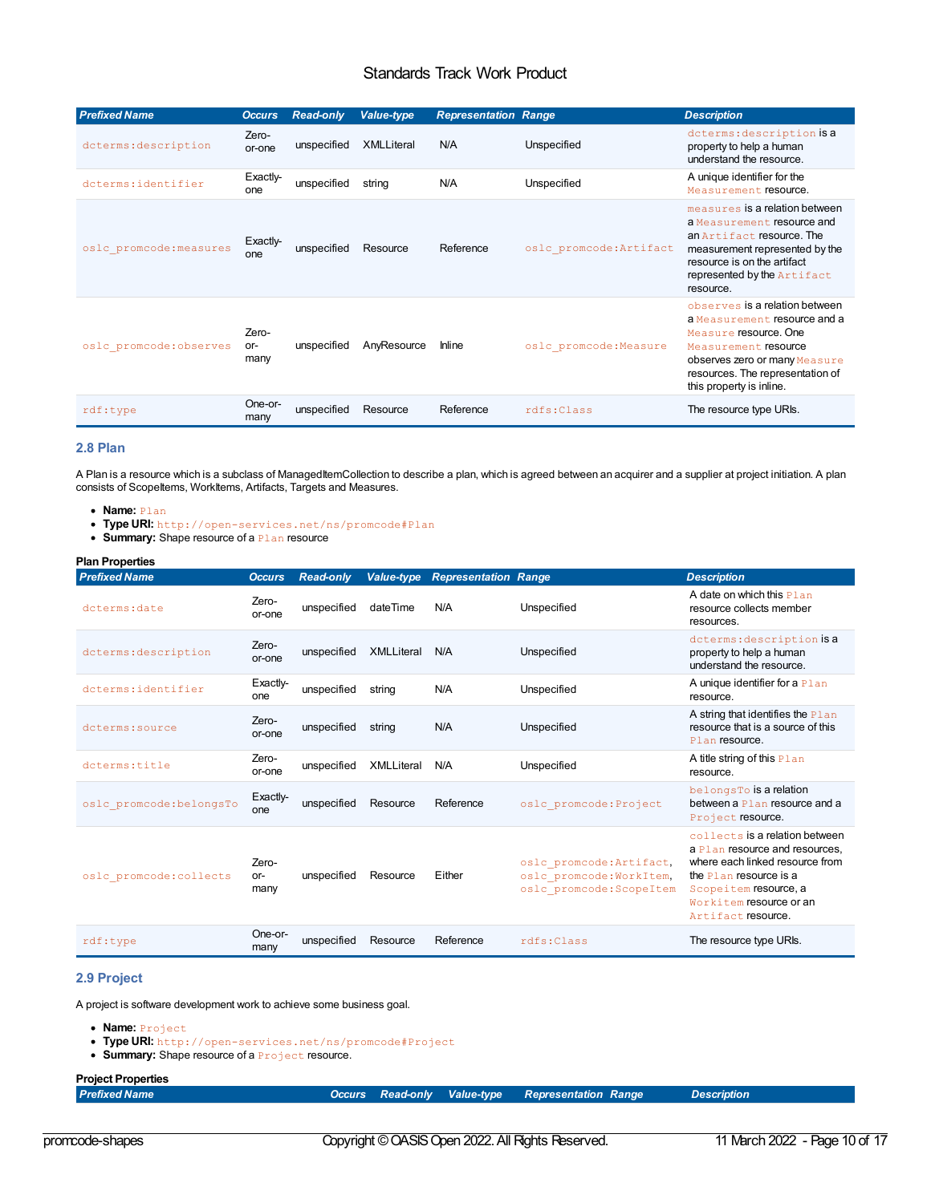| Prefixed Name | Occurs | Read-only | Value-type | Representation | Range | Description |
|---|---|---|---|---|---|---|
| `dcterms:description` | Zero-or-one | unspecified | XMLLiteral | N/A | Unspecified | `dcterms:description` is a property to help a human understand the resource. |
| `dcterms:identifier` | Exactly-one | unspecified | string | N/A | Unspecified | A unique identifier for the `Measurement` resource. |
| `oslc_promcode:measures` | Exactly-one | unspecified | Resource | Reference | `oslc_promcode:Artifact` | `measures` is a relation between a `Measurement` resource and an `Artifact` resource. The measurement represented by the resource is on the artifact represented by the `Artifact` resource. |
| `oslc_promcode:observes` | Zero-or-many | unspecified | AnyResource | Inline | `oslc_promcode:Measure` | `observes` is a relation between a `Measurement` resource and a `Measure` resource. One `Measurement` resource observes zero or many `Measure` resources. The representation of this property is inline. |
| `rdf:type` | One-or-many | unspecified | Resource | Reference | `rdfs:Class` | The resource type URIs. |

### 2.8 Plan

A Plan is a resource which is a subclass of ManagedItemCollection to describe a plan, which is agreed between an acquirer and a supplier at project initiation. A plan consists of ScopeItems, WorkItems, Artifacts, Targets and Measures.

- **Name:** `Plan`
- **Type URI:** `http://open-services.net/ns/promcode#Plan`
- **Summary:** Shape resource of a `Plan` resource

**Plan Properties**

| Prefixed Name | Occurs | Read-only | Value-type | Representation | Range | Description |
|---|---|---|---|---|---|---|
| `dcterms:date` | Zero-or-one | unspecified | dateTime | N/A | Unspecified | A date on which this `Plan` resource collects member resources. |
| `dcterms:description` | Zero-or-one | unspecified | XMLLiteral | N/A | Unspecified | `dcterms:description` is a property to help a human understand the resource. |
| `dcterms:identifier` | Exactly-one | unspecified | string | N/A | Unspecified | A unique identifier for a `Plan` resource. |
| `dcterms:source` | Zero-or-one | unspecified | string | N/A | Unspecified | A string that identifies the `Plan` resource that is a source of this `Plan` resource. |
| `dcterms:title` | Zero-or-one | unspecified | XMLLiteral | N/A | Unspecified | A title string of this `Plan` resource. |
| `oslc_promcode:belongsTo` | Exactly-one | unspecified | Resource | Reference | `oslc_promcode:Project` | `belongsTo` is a relation between a `Plan` resource and a `Project` resource. |
| `oslc_promcode:collects` | Zero-or-many | unspecified | Resource | Either | `oslc_promcode:Artifact`, `oslc_promcode:WorkItem`, `oslc_promcode:ScopeItem` | `collects` is a relation between a `Plan` resource and resources, where each linked resource from the `Plan` resource is a `Scopeitem` resource, a `Workitem` resource or an `Artifact` resource. |
| `rdf:type` | One-or-many | unspecified | Resource | Reference | `rdfs:Class` | The resource type URIs. |

### 2.9 Project

A project is software development work to achieve some business goal.

- **Name:** `Project`
- **Type URI:** `http://open-services.net/ns/promcode#Project`
- **Summary:** Shape resource of a `Project` resource.

**Project Properties**

| Prefixed Name | Occurs | Read-only | Value-type | Representation | Range | Description |
|---|---|---|---|---|---|---|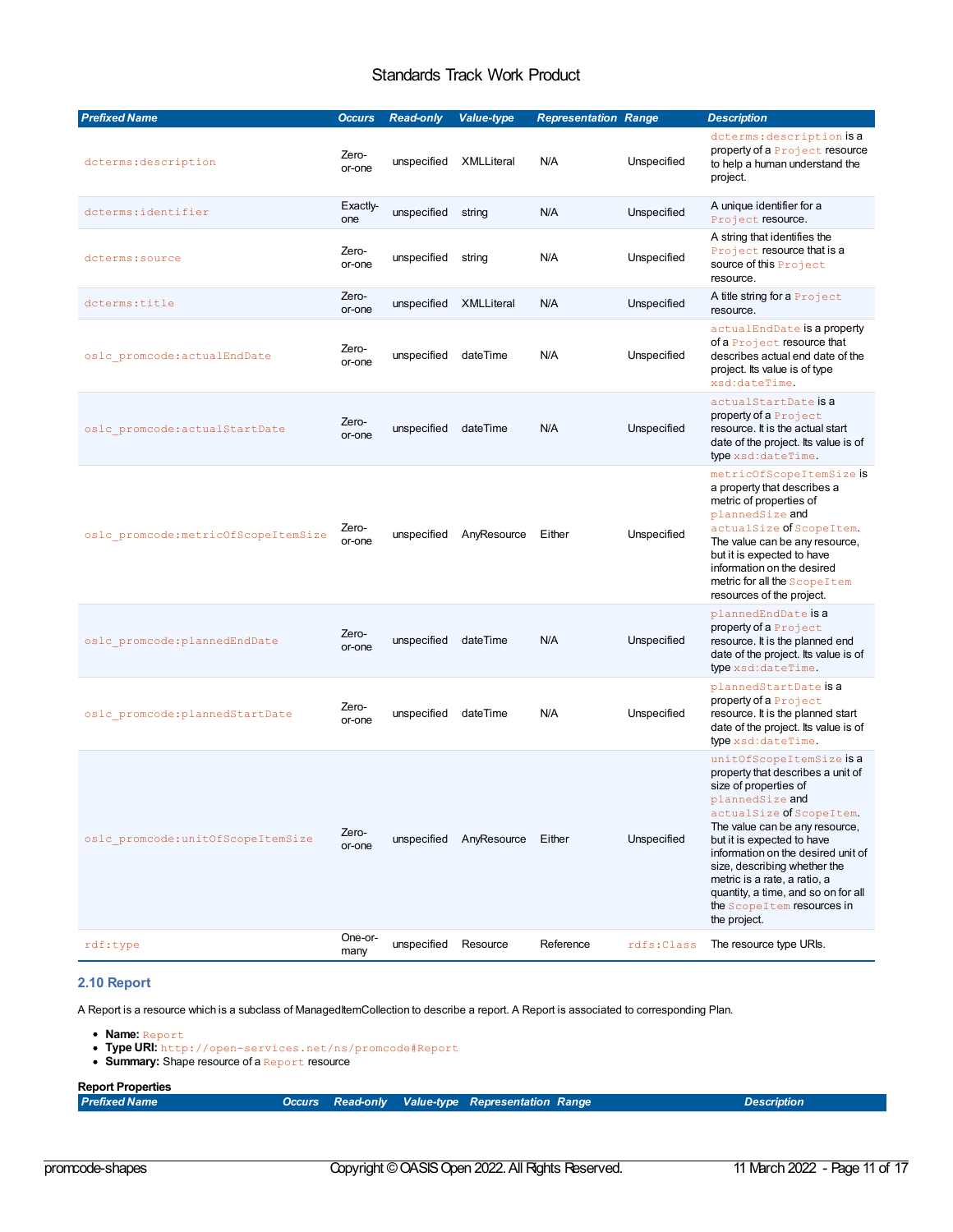| *Prefixed Name* | *Occurs* | *Read-only* | *Value-type* | *Representation* | *Range* | *Description* |
| --- | --- | --- | --- | --- | --- | --- |
| `dcterms:description` | Zero-or-one | unspecified | XMLLiteral | N/A | Unspecified | `dcterms:description` is a property of a `Project` resource to help a human understand the project. |
| `dcterms:identifier` | Exactly-one | unspecified | string | N/A | Unspecified | A unique identifier for a `Project` resource. |
| `dcterms:source` | Zero-or-one | unspecified | string | N/A | Unspecified | A string that identifies the `Project` resource that is a source of this `Project` resource. |
| `dcterms:title` | Zero-or-one | unspecified | XMLLiteral | N/A | Unspecified | A title string for a `Project` resource. |
| `oslc_promcode:actualEndDate` | Zero-or-one | unspecified | dateTime | N/A | Unspecified | `actualEndDate` is a property of a `Project` resource that describes actual end date of the project. Its value is of type `xsd:dateTime`. |
| `oslc_promcode:actualStartDate` | Zero-or-one | unspecified | dateTime | N/A | Unspecified | `actualStartDate` is a property of a `Project` resource. It is the actual start date of the project. Its value is of type `xsd:dateTime`. |
| `oslc_promcode:metricOfScopeItemSize` | Zero-or-one | unspecified | AnyResource | Either | Unspecified | `metricOfScopeItemSize` is a property that describes a metric of properties of `plannedSize` and `actualSize` of `ScopeItem`. The value can be any resource, but it is expected to have information on the desired metric for all the `ScopeItem` resources of the project. |
| `oslc_promcode:plannedEndDate` | Zero-or-one | unspecified | dateTime | N/A | Unspecified | `plannedEndDate` is a property of a `Project` resource. It is the planned end date of the project. Its value is of type `xsd:dateTime`. |
| `oslc_promcode:plannedStartDate` | Zero-or-one | unspecified | dateTime | N/A | Unspecified | `plannedStartDate` is a property of a `Project` resource. It is the planned start date of the project. Its value is of type `xsd:dateTime`. |
| `oslc_promcode:unitOfScopeItemSize` | Zero-or-one | unspecified | AnyResource | Either | Unspecified | `unitOfScopeItemSize` is a property that describes a unit of size of properties of `plannedSize` and `actualSize` of `ScopeItem`. The value can be any resource, but it is expected to have information on the desired unit of size, describing whether the metric is a rate, a ratio, a quantity, a time, and so on for all the `ScopeItem` resources in the project. |
| `rdf:type` | One-or-many | unspecified | Resource | Reference | `rdfs:Class` | The resource type URIs. |

### 2.10 Report

A Report is a resource which is a subclass of ManagedItemCollection to describe a report. A Report is associated to corresponding Plan.

- **Name:** `Report`
- **Type URI:** `http://open-services.net/ns/promcode#Report`
- **Summary:** Shape resource of a `Report` resource

**Report Properties**

| *Prefixed Name* | *Occurs* | *Read-only* | *Value-type* | *Representation* | *Range* | *Description* |
| --- | --- | --- | --- | --- | --- | --- |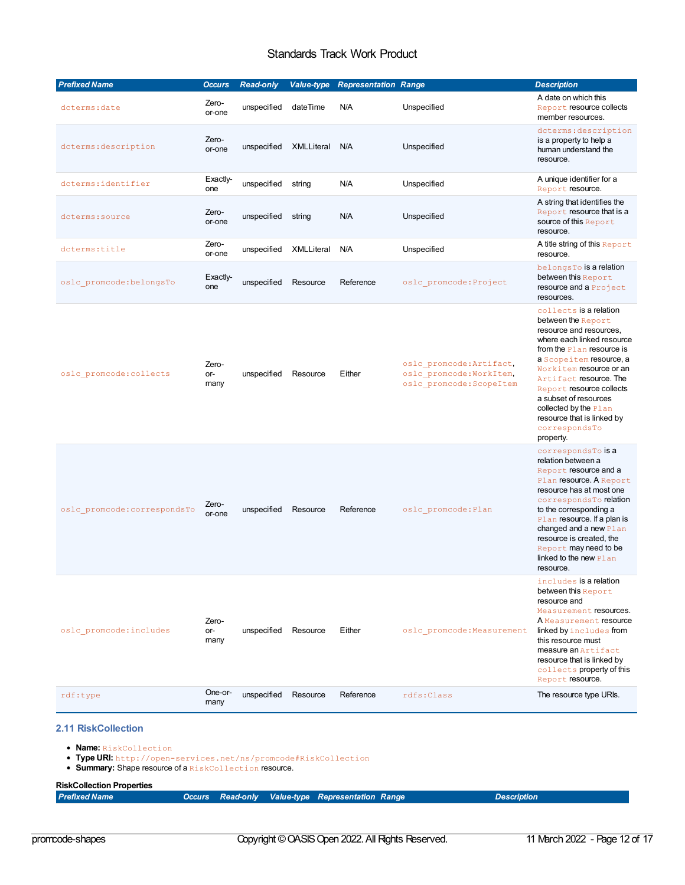| Prefixed Name | Occurs | Read-only | Value-type | Representation | Range | Description |
|---|---|---|---|---|---|---|
| dcterms:date | Zero-or-one | unspecified | dateTime | N/A | Unspecified | A date on which this Report resource collects member resources. |
| dcterms:description | Zero-or-one | unspecified | XMLLiteral | N/A | Unspecified | dcterms:description is a property to help a human understand the resource. |
| dcterms:identifier | Exactly-one | unspecified | string | N/A | Unspecified | A unique identifier for a Report resource. |
| dcterms:source | Zero-or-one | unspecified | string | N/A | Unspecified | A string that identifies the Report resource that is a source of this Report resource. |
| dcterms:title | Zero-or-one | unspecified | XMLLiteral | N/A | Unspecified | A title string of this Report resource. |
| oslc_promcode:belongsTo | Exactly-one | unspecified | Resource | Reference | oslc_promcode:Project | belongsTo is a relation between this Report resource and a Project resources. |
| oslc_promcode:collects | Zero-or-many | unspecified | Resource | Either | oslc_promcode:Artifact, oslc_promcode:WorkItem, oslc_promcode:ScopeItem | collects is a relation between the Report resource and resources, where each linked resource from the Plan resource is a Scopeitem resource, a Workitem resource or an Artifact resource. The Report resource collects a subset of resources collected by the Plan resource that is linked by correspondsTo property. |
| oslc_promcode:correspondsTo | Zero-or-one | unspecified | Resource | Reference | oslc_promcode:Plan | correspondsTo is a relation between a Report resource and a Plan resource. A Report resource has at most one correspondsTo relation to the corresponding a Plan resource. If a plan is changed and a new Plan resource is created, the Report may need to be linked to the new Plan resource. |
| oslc_promcode:includes | Zero-or-many | unspecified | Resource | Either | oslc_promcode:Measurement | includes is a relation between this Report resource and Measurement resources. A Measurement resource linked by includes from this resource must measure an Artifact resource that is linked by collects property of this Report resource. |
| rdf:type | One-or-many | unspecified | Resource | Reference | rdfs:Class | The resource type URIs. |

### 2.11 RiskCollection

- **Name:** RiskCollection
- **Type URI:** http://open-services.net/ns/promcode#RiskCollection
- **Summary:** Shape resource of a RiskCollection resource.

**RiskCollection Properties**

| Prefixed Name | Occurs | Read-only | Value-type | Representation | Range | Description |
|---|---|---|---|---|---|---|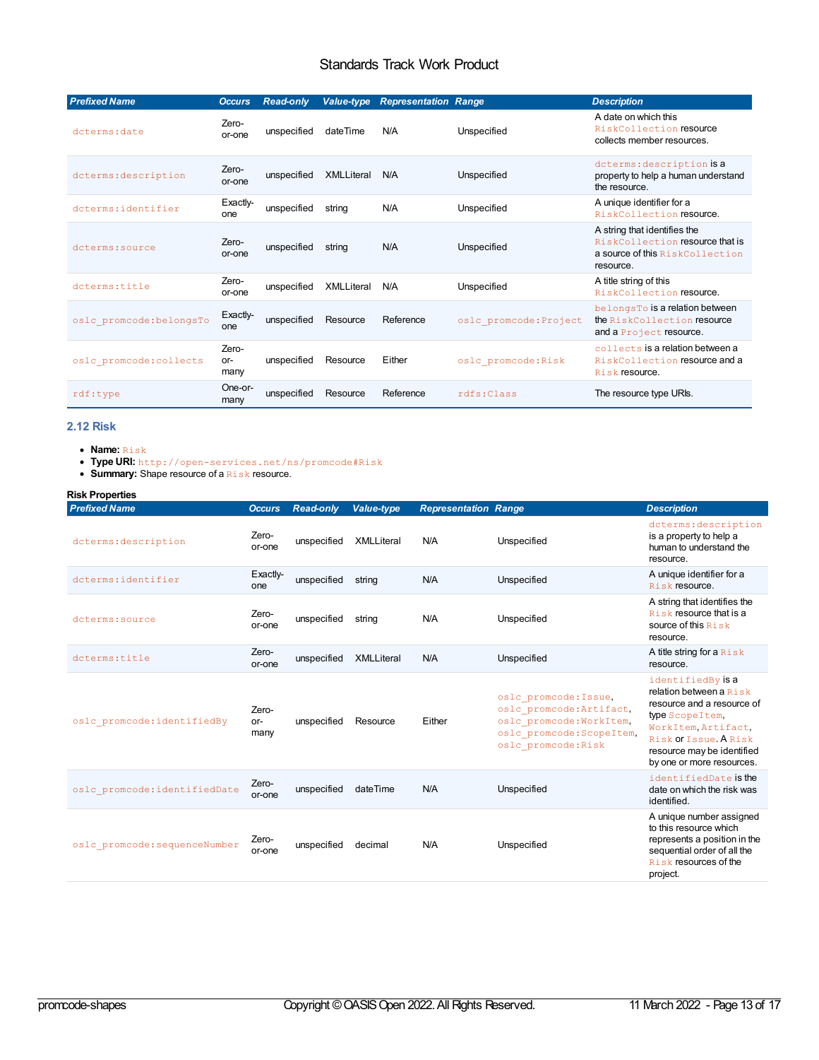| Prefixed Name | Occurs | Read-only | Value-type | Representation | Range | Description |
|---|---|---|---|---|---|---|
| dcterms:date | Zero-or-one | unspecified | dateTime | N/A | Unspecified | A date on which this RiskCollection resource collects member resources. |
| dcterms:description | Zero-or-one | unspecified | XMLLiteral | N/A | Unspecified | dcterms:description is a property to help a human understand the resource. |
| dcterms:identifier | Exactly-one | unspecified | string | N/A | Unspecified | A unique identifier for a RiskCollection resource. |
| dcterms:source | Zero-or-one | unspecified | string | N/A | Unspecified | A string that identifies the RiskCollection resource that is a source of this RiskCollection resource. |
| dcterms:title | Zero-or-one | unspecified | XMLLiteral | N/A | Unspecified | A title string of this RiskCollection resource. |
| oslc_promcode:belongsTo | Exactly-one | unspecified | Resource | Reference | oslc_promcode:Project | belongsTo is a relation between the RiskCollection resource and a Project resource. |
| oslc_promcode:collects | Zero-or-many | unspecified | Resource | Either | oslc_promcode:Risk | collects is a relation between a RiskCollection resource and a Risk resource. |
| rdf:type | One-or-many | unspecified | Resource | Reference | rdfs:Class | The resource type URIs. |

### 2.12 Risk

- **Name:** Risk
- **Type URI:** http://open-services.net/ns/promcode#Risk
- **Summary:** Shape resource of a Risk resource.

**Risk Properties**

| Prefixed Name | Occurs | Read-only | Value-type | Representation | Range | Description |
|---|---|---|---|---|---|---|
| dcterms:description | Zero-or-one | unspecified | XMLLiteral | N/A | Unspecified | dcterms:description is a property to help a human to understand the resource. |
| dcterms:identifier | Exactly-one | unspecified | string | N/A | Unspecified | A unique identifier for a Risk resource. |
| dcterms:source | Zero-or-one | unspecified | string | N/A | Unspecified | A string that identifies the Risk resource that is a source of this Risk resource. |
| dcterms:title | Zero-or-one | unspecified | XMLLiteral | N/A | Unspecified | A title string for a Risk resource. |
| oslc_promcode:identifiedBy | Zero-or-many | unspecified | Resource | Either | oslc_promcode:Issue, oslc_promcode:Artifact, oslc_promcode:WorkItem, oslc_promcode:ScopeItem, oslc_promcode:Risk | identifiedBy is a relation between a Risk resource and a resource of type ScopeItem, WorkItem, Artifact, Risk or Issue. A Risk resource may be identified by one or more resources. |
| oslc_promcode:identifiedDate | Zero-or-one | unspecified | dateTime | N/A | Unspecified | identifiedDate is the date on which the risk was identified. |
| oslc_promcode:sequenceNumber | Zero-or-one | unspecified | decimal | N/A | Unspecified | A unique number assigned to this resource which represents a position in the sequential order of all the Risk resources of the project. |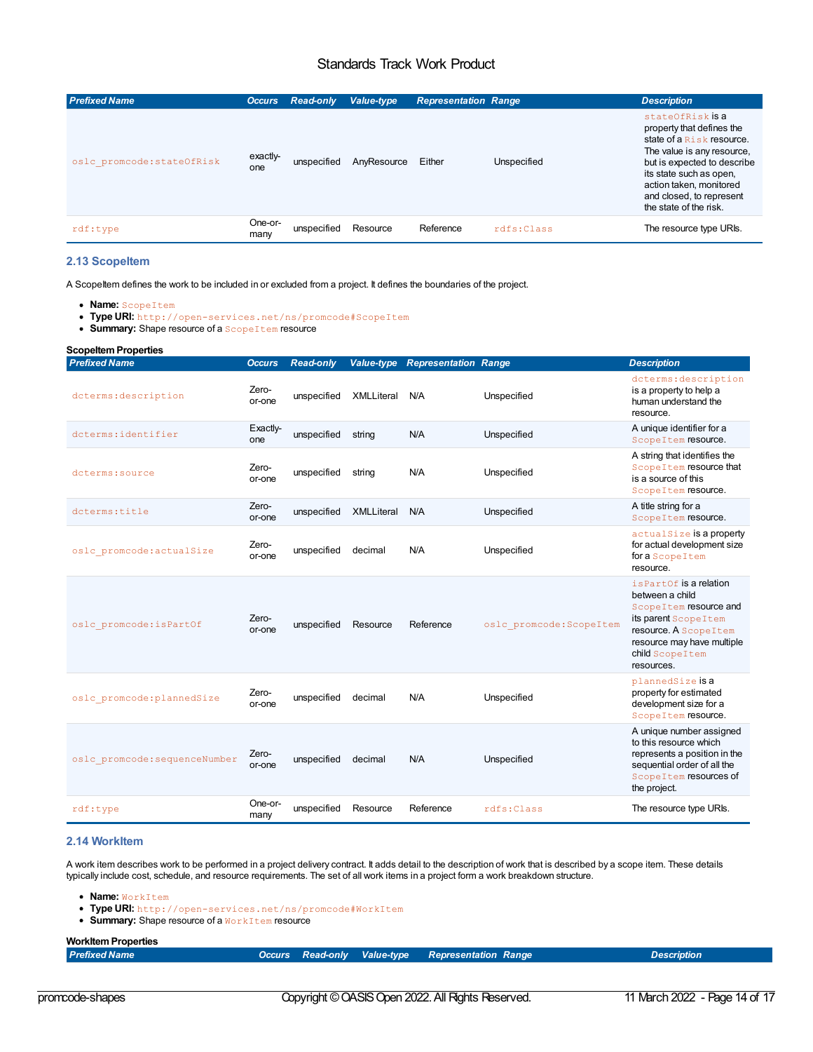| Prefixed Name | Occurs | Read-only | Value-type | Representation | Range | Description |
|---|---|---|---|---|---|---|
| oslc_promcode:stateOfRisk | exactly-one | unspecified | AnyResource | Either | Unspecified | stateOfRisk is a property that defines the state of a Risk resource. The value is any resource, but is expected to describe its state such as open, action taken, monitored and closed, to represent the state of the risk. |
| rdf:type | One-or-many | unspecified | Resource | Reference | rdfs:Class | The resource type URIs. |

### 2.13 ScopeItem

A ScopeItem defines the work to be included in or excluded from a project. It defines the boundaries of the project.

- **Name:** ScopeItem
- **Type URI:** http://open-services.net/ns/promcode#ScopeItem
- **Summary:** Shape resource of a ScopeItem resource

**ScopeItem Properties**

| Prefixed Name | Occurs | Read-only | Value-type | Representation | Range | Description |
|---|---|---|---|---|---|---|
| dcterms:description | Zero-or-one | unspecified | XMLLiteral | N/A | Unspecified | dcterms:description is a property to help a human understand the resource. |
| dcterms:identifier | Exactly-one | unspecified | string | N/A | Unspecified | A unique identifier for a ScopeItem resource. |
| dcterms:source | Zero-or-one | unspecified | string | N/A | Unspecified | A string that identifies the ScopeItem resource that is a source of this ScopeItem resource. |
| dcterms:title | Zero-or-one | unspecified | XMLLiteral | N/A | Unspecified | A title string for a ScopeItem resource. |
| oslc_promcode:actualSize | Zero-or-one | unspecified | decimal | N/A | Unspecified | actualSize is a property for actual development size for a ScopeItem resource. |
| oslc_promcode:isPartOf | Zero-or-one | unspecified | Resource | Reference | oslc_promcode:ScopeItem | isPartOf is a relation between a child ScopeItem resource and its parent ScopeItem resource. A ScopeItem resource may have multiple child ScopeItem resources. |
| oslc_promcode:plannedSize | Zero-or-one | unspecified | decimal | N/A | Unspecified | plannedSize is a property for estimated development size for a ScopeItem resource. |
| oslc_promcode:sequenceNumber | Zero-or-one | unspecified | decimal | N/A | Unspecified | A unique number assigned to this resource which represents a position in the sequential order of all the ScopeItem resources of the project. |
| rdf:type | One-or-many | unspecified | Resource | Reference | rdfs:Class | The resource type URIs. |

### 2.14 WorkItem

A work item describes work to be performed in a project delivery contract. It adds detail to the description of work that is described by a scope item. These details typically include cost, schedule, and resource requirements. The set of all work items in a project form a work breakdown structure.

- **Name:** WorkItem
- **Type URI:** http://open-services.net/ns/promcode#WorkItem
- **Summary:** Shape resource of a WorkItem resource

**WorkItem Properties**

| Prefixed Name | Occurs | Read-only | Value-type | Representation | Range | Description |
|---|---|---|---|---|---|---|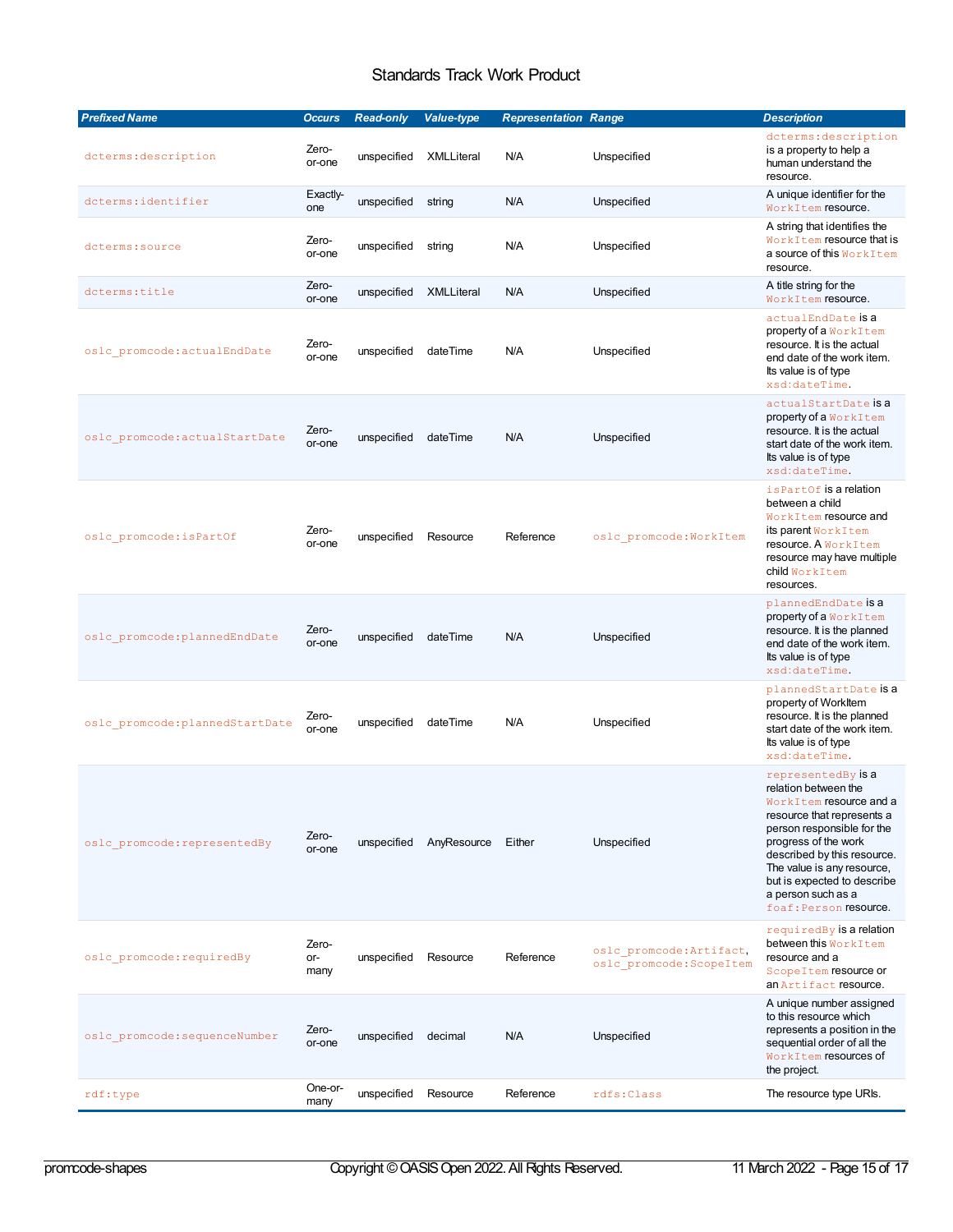| Prefixed Name | Occurs | Read-only | Value-type | Representation | Range | Description |
|---|---|---|---|---|---|---|
| dcterms:description | Zero-or-one | unspecified | XMLLiteral | N/A | Unspecified | dcterms:description is a property to help a human understand the resource. |
| dcterms:identifier | Exactly-one | unspecified | string | N/A | Unspecified | A unique identifier for the WorkItem resource. |
| dcterms:source | Zero-or-one | unspecified | string | N/A | Unspecified | A string that identifies the WorkItem resource that is a source of this WorkItem resource. |
| dcterms:title | Zero-or-one | unspecified | XMLLiteral | N/A | Unspecified | A title string for the WorkItem resource. |
| oslc_promcode:actualEndDate | Zero-or-one | unspecified | dateTime | N/A | Unspecified | actualEndDate is a property of a WorkItem resource. It is the actual end date of the work item. Its value is of type xsd:dateTime. |
| oslc_promcode:actualStartDate | Zero-or-one | unspecified | dateTime | N/A | Unspecified | actualStartDate is a property of a WorkItem resource. It is the actual start date of the work item. Its value is of type xsd:dateTime. |
| oslc_promcode:isPartOf | Zero-or-one | unspecified | Resource | Reference | oslc_promcode:WorkItem | isPartOf is a relation between a child WorkItem resource and its parent WorkItem resource. A WorkItem resource may have multiple child WorkItem resources. |
| oslc_promcode:plannedEndDate | Zero-or-one | unspecified | dateTime | N/A | Unspecified | plannedEndDate is a property of a WorkItem resource. It is the planned end date of the work item. Its value is of type xsd:dateTime. |
| oslc_promcode:plannedStartDate | Zero-or-one | unspecified | dateTime | N/A | Unspecified | plannedStartDate is a property of WorkItem resource. It is the planned start date of the work item. Its value is of type xsd:dateTime. |
| oslc_promcode:representedBy | Zero-or-one | unspecified | AnyResource | Either | Unspecified | representedBy is a relation between the WorkItem resource and a resource that represents a person responsible for the progress of the work described by this resource. The value is any resource, but is expected to describe a person such as a foaf:Person resource. |
| oslc_promcode:requiredBy | Zero-or-many | unspecified | Resource | Reference | oslc_promcode:Artifact, oslc_promcode:ScopeItem | requiredBy is a relation between this WorkItem resource and a ScopeItem resource or an Artifact resource. |
| oslc_promcode:sequenceNumber | Zero-or-one | unspecified | decimal | N/A | Unspecified | A unique number assigned to this resource which represents a position in the sequential order of all the WorkItem resources of the project. |
| rdf:type | One-or-many | unspecified | Resource | Reference | rdfs:Class | The resource type URIs. |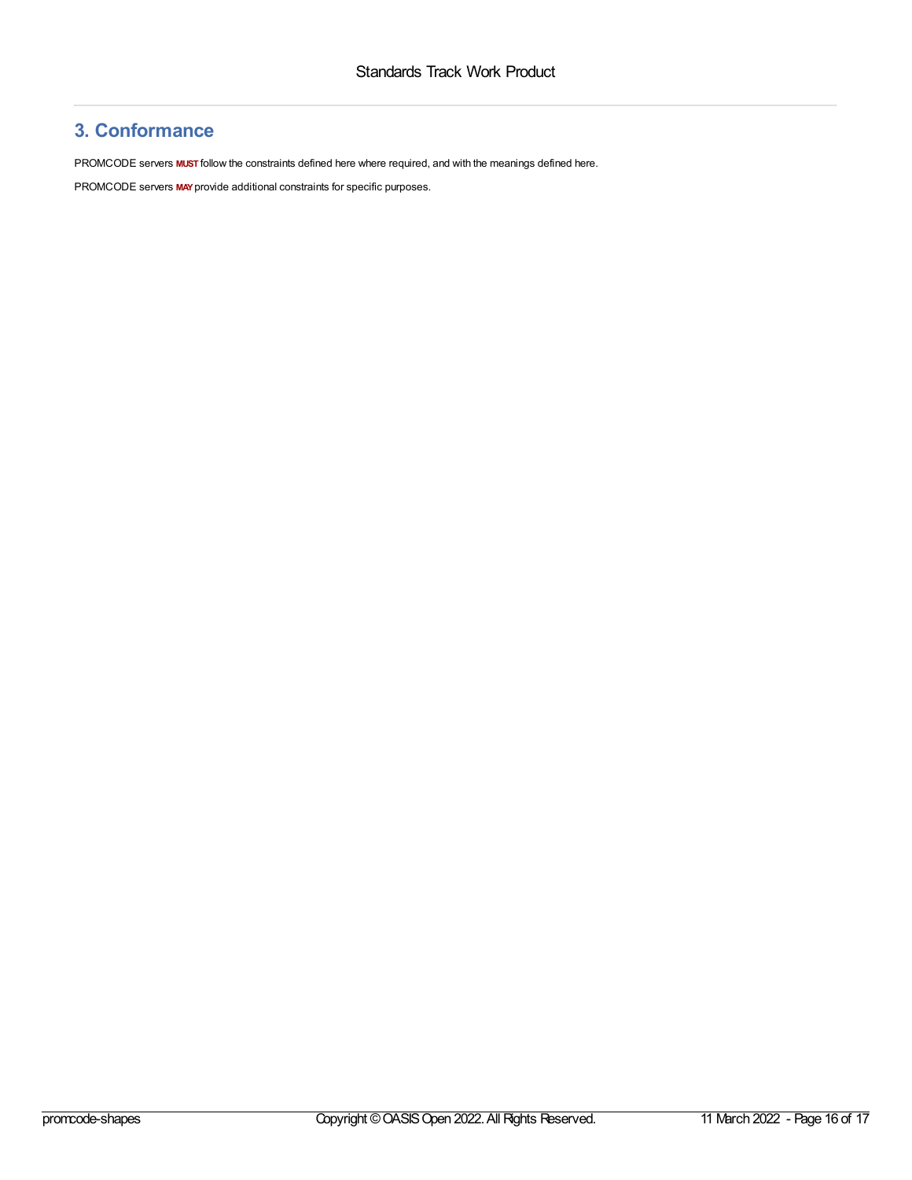## 3. Conformance

PROMCODE servers **MUST** follow the constraints defined here where required, and with the meanings defined here.

PROMCODE servers **MAY** provide additional constraints for specific purposes.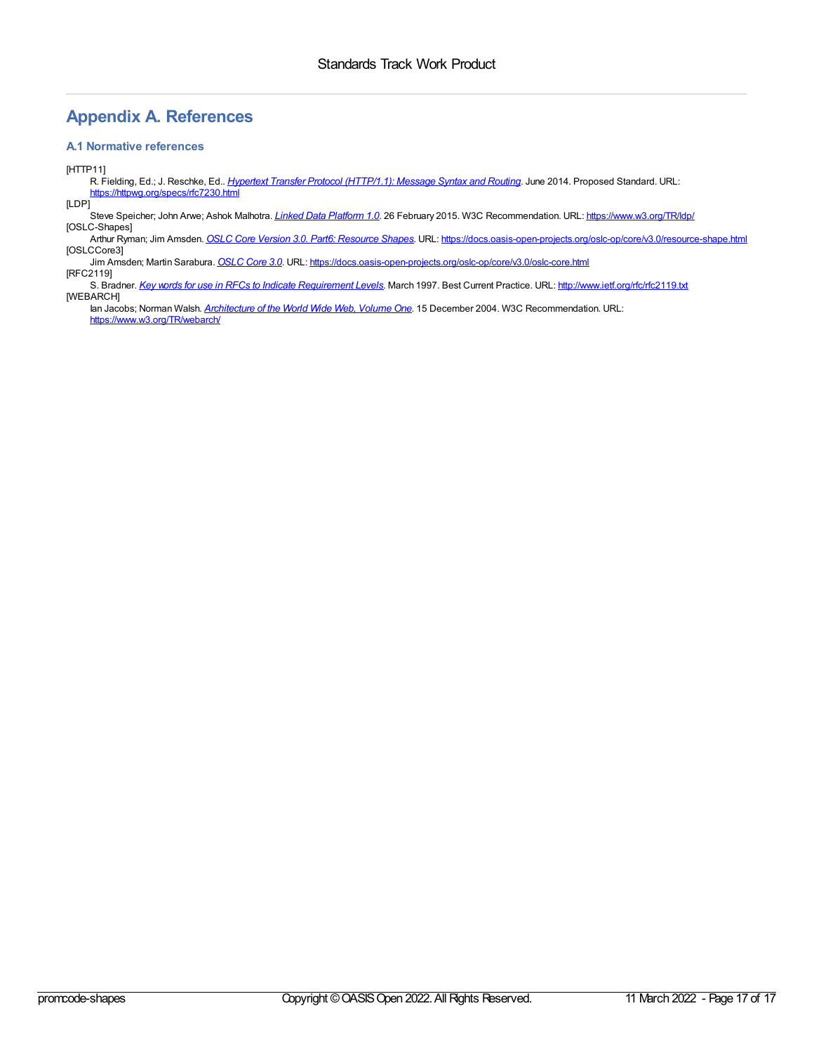# Appendix A. References

### A.1 Normative references

[HTTP11]
: R. Fielding, Ed.; J. Reschke, Ed.. *Hypertext Transfer Protocol (HTTP/1.1): Message Syntax and Routing*. June 2014. Proposed Standard. URL: https://httpwg.org/specs/rfc7230.html

[LDP]
: Steve Speicher; John Arwe; Ashok Malhotra. *Linked Data Platform 1.0*. 26 February 2015. W3C Recommendation. URL: https://www.w3.org/TR/ldp/

[OSLC-Shapes]
: Arthur Ryman; Jim Amsden. *OSLC Core Version 3.0. Part6: Resource Shapes*. URL: https://docs.oasis-open-projects.org/oslc-op/core/v3.0/resource-shape.html

[OSLCCore3]
: Jim Amsden; Martin Sarabura. *OSLC Core 3.0*. URL: https://docs.oasis-open-projects.org/oslc-op/core/v3.0/oslc-core.html

[RFC2119]
: S. Bradner. *Key words for use in RFCs to Indicate Requirement Levels*. March 1997. Best Current Practice. URL: http://www.ietf.org/rfc/rfc2119.txt

[WEBARCH]
: Ian Jacobs; Norman Walsh. *Architecture of the World Wide Web, Volume One*. 15 December 2004. W3C Recommendation. URL: https://www.w3.org/TR/webarch/